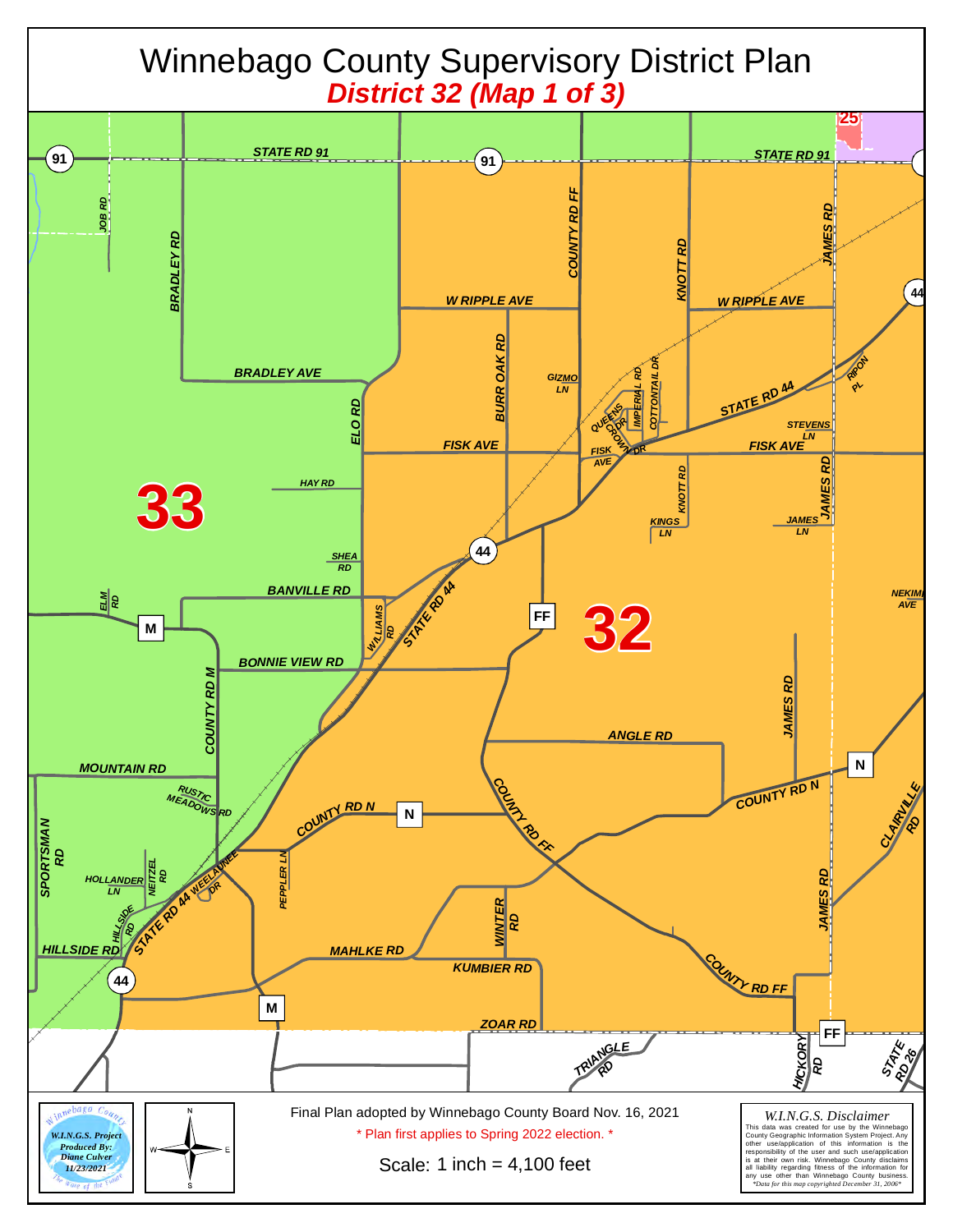# Winnebago County Supervisory District Plan

## *District 32 (Map 1 of 3)*

Final Plan adopted by Winnebago County Board Nov. 16, 2021

* Plan first applies to Spring 2022 election. *

Scale: 1 inch = 4,100 feet

W.I.N.G.S. Project
Produced By: Diane Culver
11/23/2021

*W.I.N.G.S. Disclaimer*

This data was created for use by the Winnebago County Geographic Information System Project. Any other use/application of this information is the responsibility of the user and such use/application is at their own risk. Winnebago County disclaims all liability regarding fitness of the information for any use other than Winnebago County business.
*Data for this map copyrighted December 31, 2006*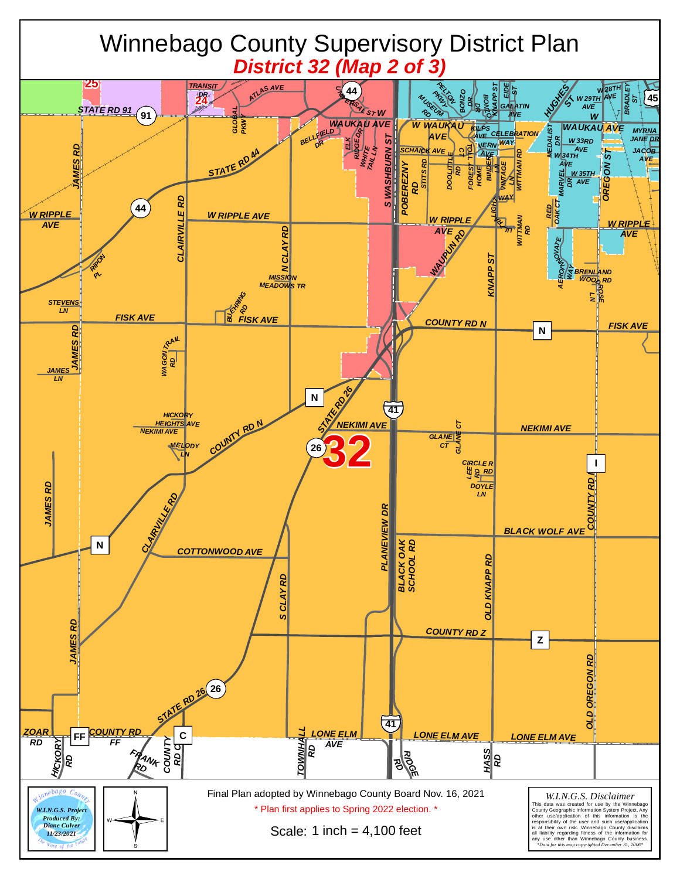# Winnebago County Supervisory District Plan

## *District 32 (Map 2 of 3)*

Final Plan adopted by Winnebago County Board Nov. 16, 2021

* Plan first applies to Spring 2022 election. *

Scale: 1 inch = 4,100 feet

W.I.N.G.S. Project
Produced By:
Diane Culver
11/23/2021

*W.I.N.G.S. Disclaimer*

This data was created for use by the Winnebago County Geographic Information System Project. Any other use/application of this information is the responsibility of the user and such use/application is at their own risk. Winnebago County disclaims all liability regarding fitness of the information for any use other than Winnebago County business.
*Data for this map copyrighted December 31, 2006*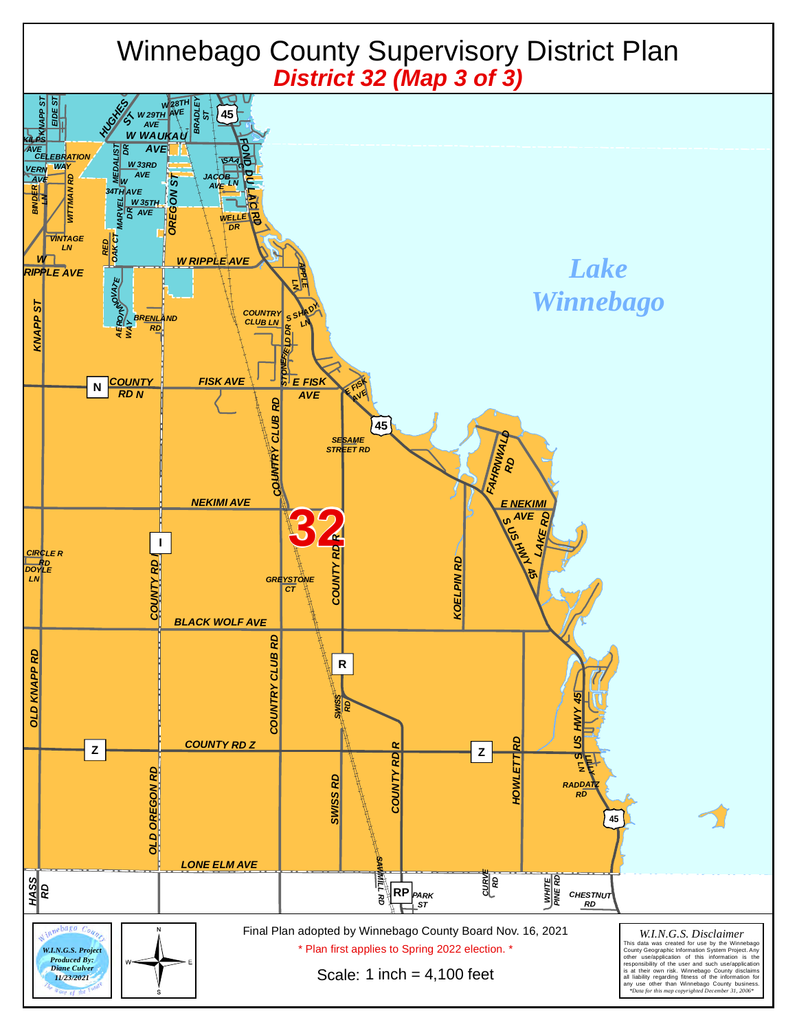# Winnebago County Supervisory District Plan

## *District 32 (Map 3 of 3)*

Final Plan adopted by Winnebago County Board Nov. 16, 2021

\* Plan first applies to Spring 2022 election. \*

Scale: 1 inch = 4,100 feet

W.I.N.G.S. Project
Produced By:
Diane Culver
11/23/2021

*W.I.N.G.S. Disclaimer*

This data was created for use by the Winnebago County Geographic Information System Project. Any other use/application of this information is the responsibility of the user and such use/application is at their own risk. Winnebago County disclaims all liability regarding fitness of the information for any use other than Winnebago County business.
*Data for this map copyrighted December 31, 2006*